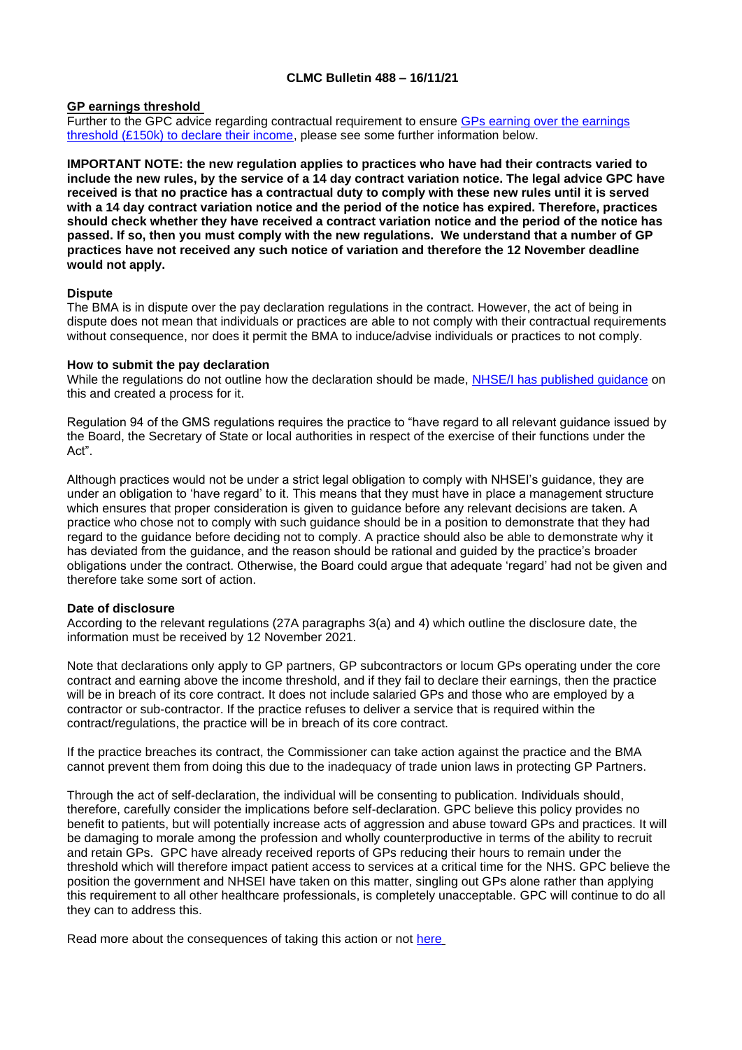**CLMC Bulletin 488 – 16/11/21**

## GP earnings threshold

Further to the GPC advice regarding contractual requirement to ensure GPs earning over the earnings threshold (£150k) to declare their income, please see some further information below.

**IMPORTANT NOTE: the new regulation applies to practices who have had their contracts varied to include the new rules, by the service of a 14 day contract variation notice. The legal advice GPC have received is that no practice has a contractual duty to comply with these new rules until it is served with a 14 day contract variation notice and the period of the notice has expired. Therefore, practices should check whether they have received a contract variation notice and the period of the notice has passed. If so, then you must comply with the new regulations. We understand that a number of GP practices have not received any such notice of variation and therefore the 12 November deadline would not apply.**

### Dispute

The BMA is in dispute over the pay declaration regulations in the contract. However, the act of being in dispute does not mean that individuals or practices are able to not comply with their contractual requirements without consequence, nor does it permit the BMA to induce/advise individuals or practices to not comply.

### How to submit the pay declaration

While the regulations do not outline how the declaration should be made, NHSE/I has published guidance on this and created a process for it.

Regulation 94 of the GMS regulations requires the practice to "have regard to all relevant guidance issued by the Board, the Secretary of State or local authorities in respect of the exercise of their functions under the Act".

Although practices would not be under a strict legal obligation to comply with NHSEI's guidance, they are under an obligation to 'have regard' to it. This means that they must have in place a management structure which ensures that proper consideration is given to guidance before any relevant decisions are taken. A practice who chose not to comply with such guidance should be in a position to demonstrate that they had regard to the guidance before deciding not to comply. A practice should also be able to demonstrate why it has deviated from the guidance, and the reason should be rational and guided by the practice's broader obligations under the contract. Otherwise, the Board could argue that adequate 'regard' had not be given and therefore take some sort of action.

### Date of disclosure

According to the relevant regulations (27A paragraphs 3(a) and 4) which outline the disclosure date, the information must be received by 12 November 2021.

Note that declarations only apply to GP partners, GP subcontractors or locum GPs operating under the core contract and earning above the income threshold, and if they fail to declare their earnings, then the practice will be in breach of its core contract. It does not include salaried GPs and those who are employed by a contractor or sub-contractor. If the practice refuses to deliver a service that is required within the contract/regulations, the practice will be in breach of its core contract.

If the practice breaches its contract, the Commissioner can take action against the practice and the BMA cannot prevent them from doing this due to the inadequacy of trade union laws in protecting GP Partners.

Through the act of self-declaration, the individual will be consenting to publication. Individuals should, therefore, carefully consider the implications before self-declaration. GPC believe this policy provides no benefit to patients, but will potentially increase acts of aggression and abuse toward GPs and practices. It will be damaging to morale among the profession and wholly counterproductive in terms of the ability to recruit and retain GPs. GPC have already received reports of GPs reducing their hours to remain under the threshold which will therefore impact patient access to services at a critical time for the NHS. GPC believe the position the government and NHSEI have taken on this matter, singling out GPs alone rather than applying this requirement to all other healthcare professionals, is completely unacceptable. GPC will continue to do all they can to address this.

Read more about the consequences of taking this action or not here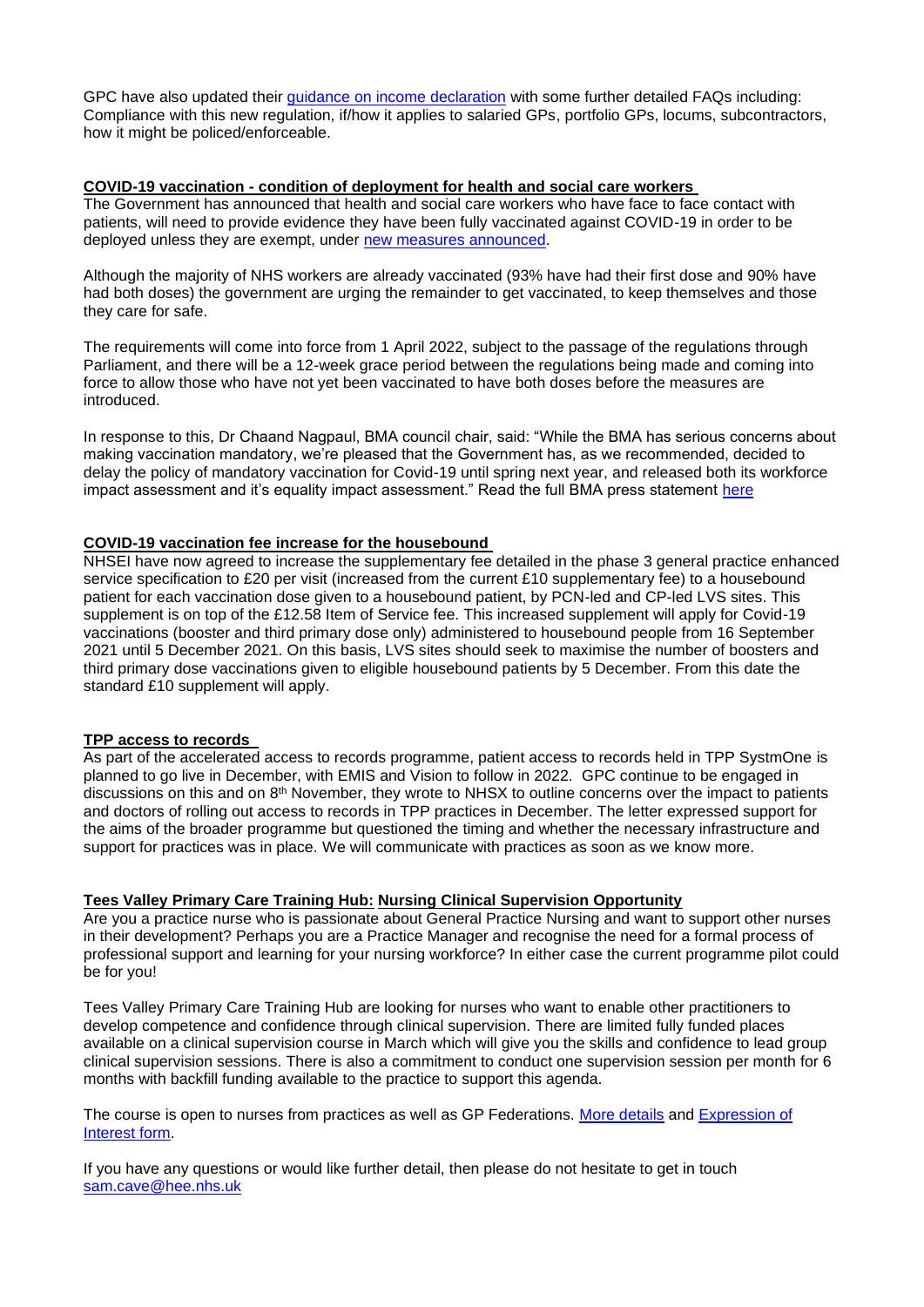GPC have also updated their [guidance on income declaration]() with some further detailed FAQs including: Compliance with this new regulation, if/how it applies to salaried GPs, portfolio GPs, locums, subcontractors, how it might be policed/enforceable.

## COVID-19 vaccination - condition of deployment for health and social care workers

The Government has announced that health and social care workers who have face to face contact with patients, will need to provide evidence they have been fully vaccinated against COVID-19 in order to be deployed unless they are exempt, under [new measures announced]().

Although the majority of NHS workers are already vaccinated (93% have had their first dose and 90% have had both doses) the government are urging the remainder to get vaccinated, to keep themselves and those they care for safe.

The requirements will come into force from 1 April 2022, subject to the passage of the regulations through Parliament, and there will be a 12-week grace period between the regulations being made and coming into force to allow those who have not yet been vaccinated to have both doses before the measures are introduced.

In response to this, Dr Chaand Nagpaul, BMA council chair, said: "While the BMA has serious concerns about making vaccination mandatory, we're pleased that the Government has, as we recommended, decided to delay the policy of mandatory vaccination for Covid-19 until spring next year, and released both its workforce impact assessment and it's equality impact assessment." Read the full BMA press statement [here]()

## COVID-19 vaccination fee increase for the housebound

NHSEI have now agreed to increase the supplementary fee detailed in the phase 3 general practice enhanced service specification to £20 per visit (increased from the current £10 supplementary fee) to a housebound patient for each vaccination dose given to a housebound patient, by PCN-led and CP-led LVS sites. This supplement is on top of the £12.58 Item of Service fee. This increased supplement will apply for Covid-19 vaccinations (booster and third primary dose only) administered to housebound people from 16 September 2021 until 5 December 2021. On this basis, LVS sites should seek to maximise the number of boosters and third primary dose vaccinations given to eligible housebound patients by 5 December. From this date the standard £10 supplement will apply.

## TPP access to records

As part of the accelerated access to records programme, patient access to records held in TPP SystmOne is planned to go live in December, with EMIS and Vision to follow in 2022. GPC continue to be engaged in discussions on this and on 8th November, they wrote to NHSX to outline concerns over the impact to patients and doctors of rolling out access to records in TPP practices in December. The letter expressed support for the aims of the broader programme but questioned the timing and whether the necessary infrastructure and support for practices was in place. We will communicate with practices as soon as we know more.

## Tees Valley Primary Care Training Hub: Nursing Clinical Supervision Opportunity

Are you a practice nurse who is passionate about General Practice Nursing and want to support other nurses in their development? Perhaps you are a Practice Manager and recognise the need for a formal process of professional support and learning for your nursing workforce? In either case the current programme pilot could be for you!

Tees Valley Primary Care Training Hub are looking for nurses who want to enable other practitioners to develop competence and confidence through clinical supervision. There are limited fully funded places available on a clinical supervision course in March which will give you the skills and confidence to lead group clinical supervision sessions. There is also a commitment to conduct one supervision session per month for 6 months with backfill funding available to the practice to support this agenda.

The course is open to nurses from practices as well as GP Federations. [More details]() and [Expression of Interest form]().

If you have any questions or would like further detail, then please do not hesitate to get in touch [sam.cave@hee.nhs.uk]()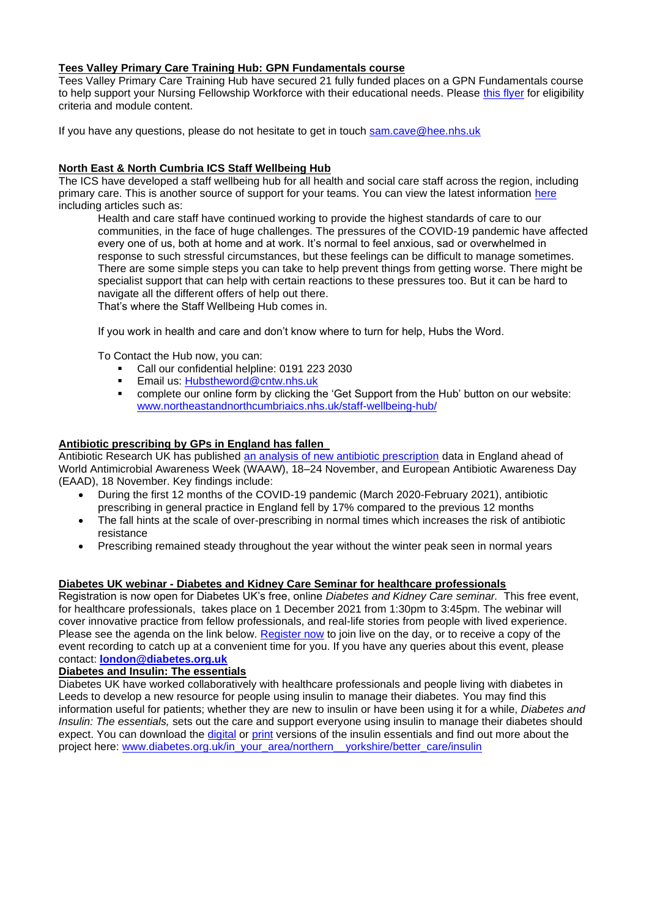**Tees Valley Primary Care Training Hub: GPN Fundamentals course**

Tees Valley Primary Care Training Hub have secured 21 fully funded places on a GPN Fundamentals course to help support your Nursing Fellowship Workforce with their educational needs. Please this flyer for eligibility criteria and module content.

If you have any questions, please do not hesitate to get in touch sam.cave@hee.nhs.uk

**North East & North Cumbria ICS Staff Wellbeing Hub**

The ICS have developed a staff wellbeing hub for all health and social care staff across the region, including primary care. This is another source of support for your teams. You can view the latest information here including articles such as:

> Health and care staff have continued working to provide the highest standards of care to our communities, in the face of huge challenges. The pressures of the COVID-19 pandemic have affected every one of us, both at home and at work. It's normal to feel anxious, sad or overwhelmed in response to such stressful circumstances, but these feelings can be difficult to manage sometimes. There are some simple steps you can take to help prevent things from getting worse. There might be specialist support that can help with certain reactions to these pressures too. But it can be hard to navigate all the different offers of help out there.
> That's where the Staff Wellbeing Hub comes in.
>
> If you work in health and care and don't know where to turn for help, Hubs the Word.
>
> To Contact the Hub now, you can:
>
> - Call our confidential helpline: 0191 223 2030
> - Email us: Hubstheword@cntw.nhs.uk
> - complete our online form by clicking the 'Get Support from the Hub' button on our website: www.northeastandnorthcumbriaics.nhs.uk/staff-wellbeing-hub/

**Antibiotic prescribing by GPs in England has fallen**

Antibiotic Research UK has published an analysis of new antibiotic prescription data in England ahead of World Antimicrobial Awareness Week (WAAW), 18–24 November, and European Antibiotic Awareness Day (EAAD), 18 November. Key findings include:

- During the first 12 months of the COVID-19 pandemic (March 2020-February 2021), antibiotic prescribing in general practice in England fell by 17% compared to the previous 12 months
- The fall hints at the scale of over-prescribing in normal times which increases the risk of antibiotic resistance
- Prescribing remained steady throughout the year without the winter peak seen in normal years

**Diabetes UK webinar - Diabetes and Kidney Care Seminar for healthcare professionals**

Registration is now open for Diabetes UK's free, online *Diabetes and Kidney Care seminar.* This free event, for healthcare professionals, takes place on 1 December 2021 from 1:30pm to 3:45pm. The webinar will cover innovative practice from fellow professionals, and real-life stories from people with lived experience. Please see the agenda on the link below. Register now to join live on the day, or to receive a copy of the event recording to catch up at a convenient time for you. If you have any queries about this event, please contact: **london@diabetes.org.uk**

**Diabetes and Insulin: The essentials**

Diabetes UK have worked collaboratively with healthcare professionals and people living with diabetes in Leeds to develop a new resource for people using insulin to manage their diabetes. You may find this information useful for patients; whether they are new to insulin or have been using it for a while, *Diabetes and Insulin: The essentials,* sets out the care and support everyone using insulin to manage their diabetes should expect. You can download the digital or print versions of the insulin essentials and find out more about the project here: www.diabetes.org.uk/in_your_area/northern__yorkshire/better_care/insulin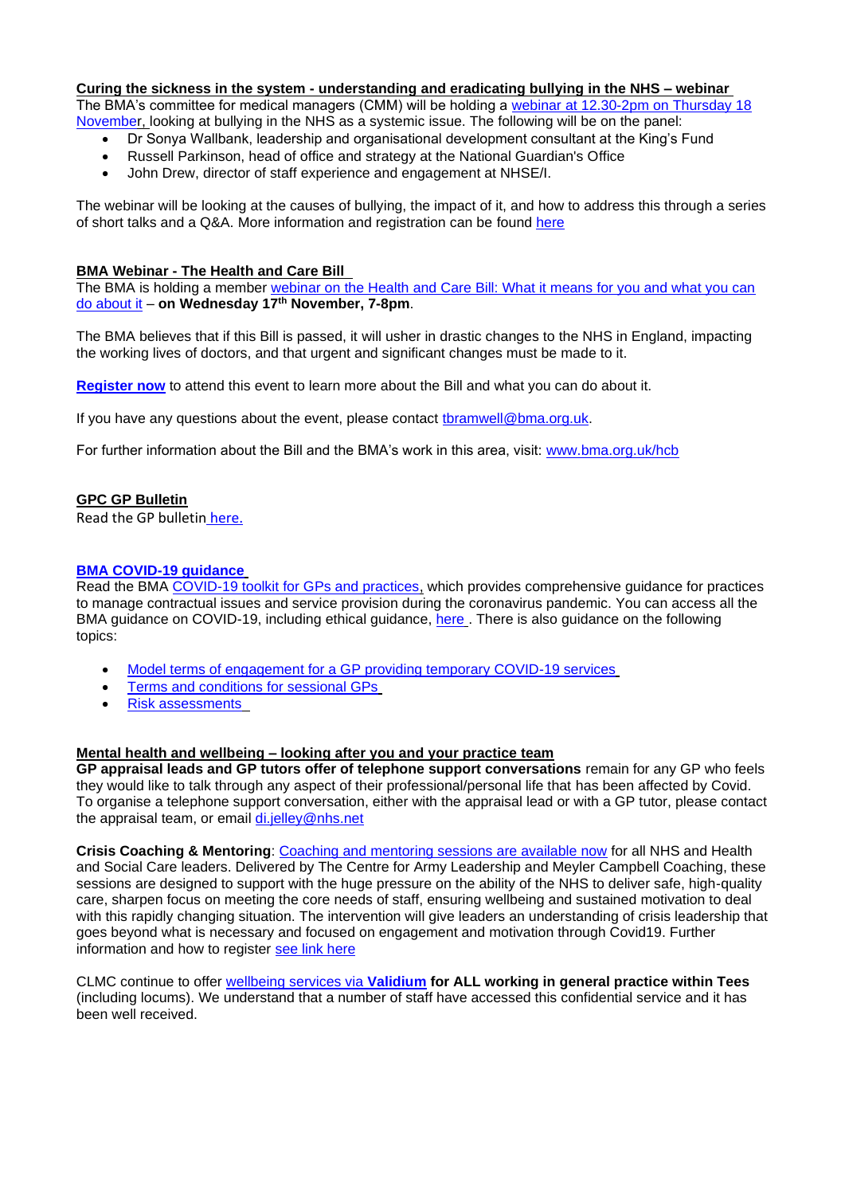### Curing the sickness in the system - understanding and eradicating bullying in the NHS – webinar

The BMA's committee for medical managers (CMM) will be holding a webinar at 12.30-2pm on Thursday 18 November, looking at bullying in the NHS as a systemic issue. The following will be on the panel:

- Dr Sonya Wallbank, leadership and organisational development consultant at the King's Fund
- Russell Parkinson, head of office and strategy at the National Guardian's Office
- John Drew, director of staff experience and engagement at NHSE/I.

The webinar will be looking at the causes of bullying, the impact of it, and how to address this through a series of short talks and a Q&A. More information and registration can be found here

### BMA Webinar - The Health and Care Bill

The BMA is holding a member webinar on the Health and Care Bill: What it means for you and what you can do about it – **on Wednesday 17th November, 7-8pm**.

The BMA believes that if this Bill is passed, it will usher in drastic changes to the NHS in England, impacting the working lives of doctors, and that urgent and significant changes must be made to it.

**Register now** to attend this event to learn more about the Bill and what you can do about it.

If you have any questions about the event, please contact tbramwell@bma.org.uk.

For further information about the Bill and the BMA's work in this area, visit: www.bma.org.uk/hcb

### GPC GP Bulletin

Read the GP bulletin here.

### BMA COVID-19 guidance

Read the BMA COVID-19 toolkit for GPs and practices, which provides comprehensive guidance for practices to manage contractual issues and service provision during the coronavirus pandemic. You can access all the BMA guidance on COVID-19, including ethical guidance, here . There is also guidance on the following topics:

- Model terms of engagement for a GP providing temporary COVID-19 services
- Terms and conditions for sessional GPs
- Risk assessments

### Mental health and wellbeing – looking after you and your practice team

**GP appraisal leads and GP tutors offer of telephone support conversations** remain for any GP who feels they would like to talk through any aspect of their professional/personal life that has been affected by Covid. To organise a telephone support conversation, either with the appraisal lead or with a GP tutor, please contact the appraisal team, or email di.jelley@nhs.net

**Crisis Coaching & Mentoring**: Coaching and mentoring sessions are available now for all NHS and Health and Social Care leaders. Delivered by The Centre for Army Leadership and Meyler Campbell Coaching, these sessions are designed to support with the huge pressure on the ability of the NHS to deliver safe, high-quality care, sharpen focus on meeting the core needs of staff, ensuring wellbeing and sustained motivation to deal with this rapidly changing situation. The intervention will give leaders an understanding of crisis leadership that goes beyond what is necessary and focused on engagement and motivation through Covid19. Further information and how to register see link here

CLMC continue to offer wellbeing services via **Validium** **for ALL working in general practice within Tees** (including locums). We understand that a number of staff have accessed this confidential service and it has been well received.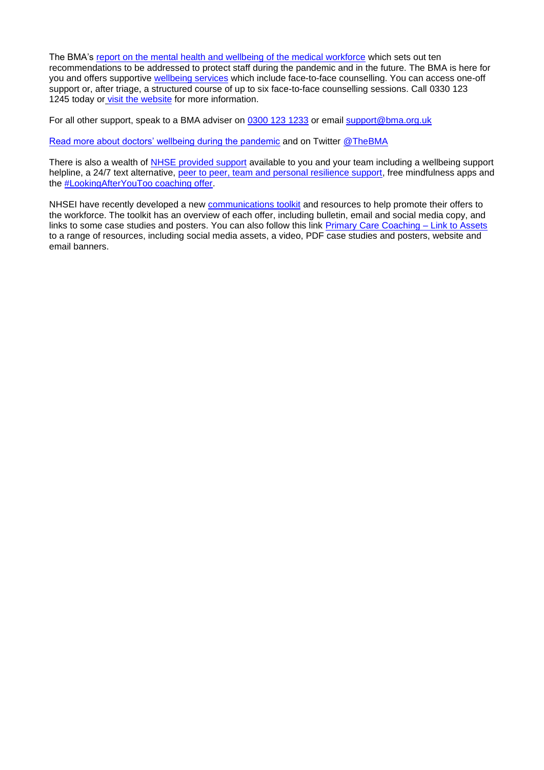The BMA's report on the mental health and wellbeing of the medical workforce which sets out ten recommendations to be addressed to protect staff during the pandemic and in the future. The BMA is here for you and offers supportive wellbeing services which include face-to-face counselling. You can access one-off support or, after triage, a structured course of up to six face-to-face counselling sessions. Call 0330 123 1245 today or visit the website for more information.

For all other support, speak to a BMA adviser on 0300 123 1233 or email support@bma.org.uk

Read more about doctors' wellbeing during the pandemic and on Twitter @TheBMA

There is also a wealth of NHSE provided support available to you and your team including a wellbeing support helpline, a 24/7 text alternative, peer to peer, team and personal resilience support, free mindfulness apps and the #LookingAfterYouToo coaching offer.

NHSEI have recently developed a new communications toolkit and resources to help promote their offers to the workforce. The toolkit has an overview of each offer, including bulletin, email and social media copy, and links to some case studies and posters. You can also follow this link Primary Care Coaching – Link to Assets to a range of resources, including social media assets, a video, PDF case studies and posters, website and email banners.